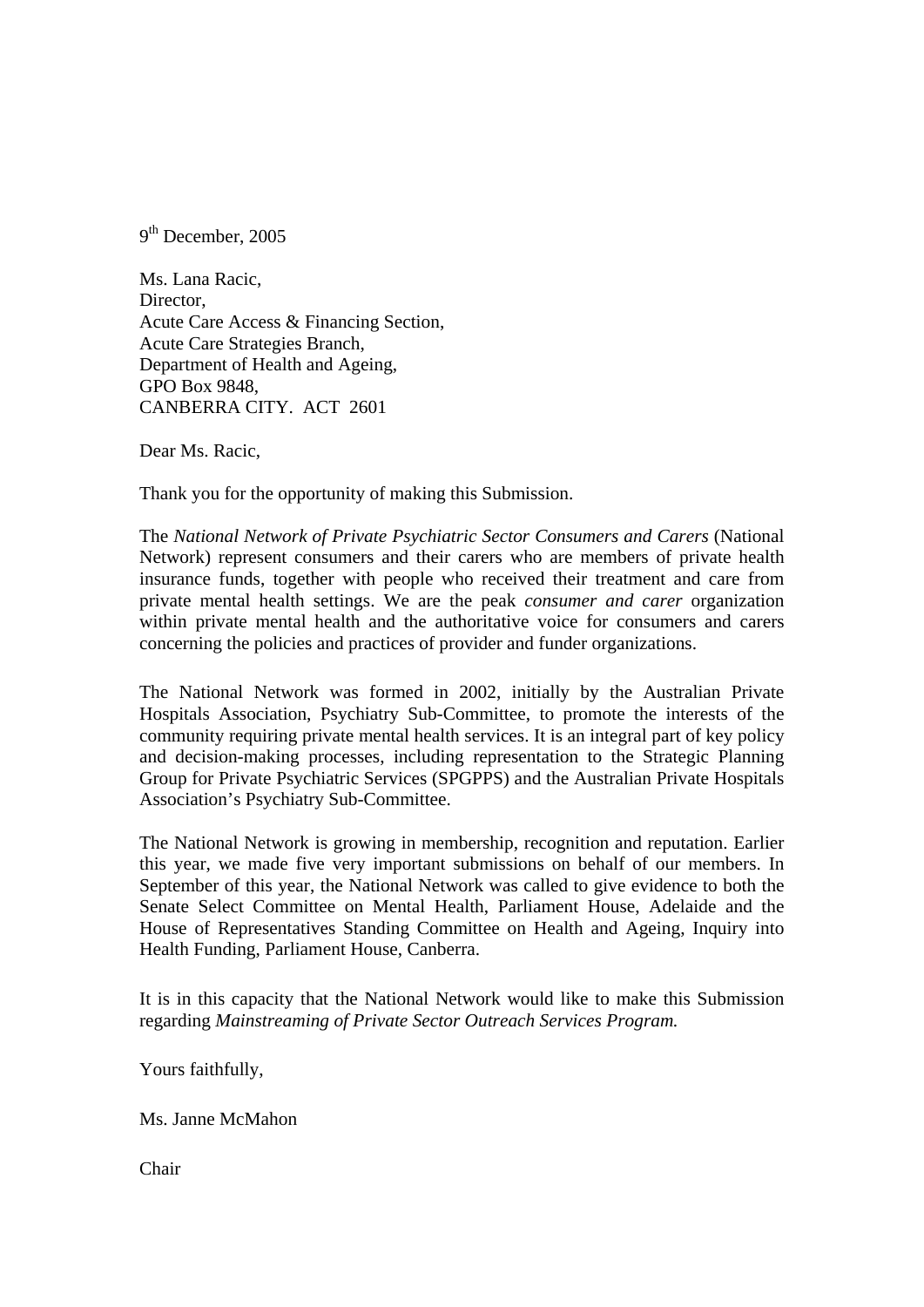9th December, 2005

Ms. Lana Racic,  
Director,  
Acute Care Access & Financing Section,  
Acute Care Strategies Branch,  
Department of Health and Ageing,  
GPO Box 9848,  
CANBERRA CITY. ACT 2601

Dear Ms. Racic,

Thank you for the opportunity of making this Submission.

The *National Network of Private Psychiatric Sector Consumers and Carers* (National Network) represent consumers and their carers who are members of private health insurance funds, together with people who received their treatment and care from private mental health settings. We are the peak *consumer and carer* organization within private mental health and the authoritative voice for consumers and carers concerning the policies and practices of provider and funder organizations.

The National Network was formed in 2002, initially by the Australian Private Hospitals Association, Psychiatry Sub-Committee, to promote the interests of the community requiring private mental health services. It is an integral part of key policy and decision-making processes, including representation to the Strategic Planning Group for Private Psychiatric Services (SPGPPS) and the Australian Private Hospitals Association's Psychiatry Sub-Committee.

The National Network is growing in membership, recognition and reputation. Earlier this year, we made five very important submissions on behalf of our members. In September of this year, the National Network was called to give evidence to both the Senate Select Committee on Mental Health, Parliament House, Adelaide and the House of Representatives Standing Committee on Health and Ageing, Inquiry into Health Funding, Parliament House, Canberra.

It is in this capacity that the National Network would like to make this Submission regarding *Mainstreaming of Private Sector Outreach Services Program.*

Yours faithfully,

Ms. Janne McMahon

Chair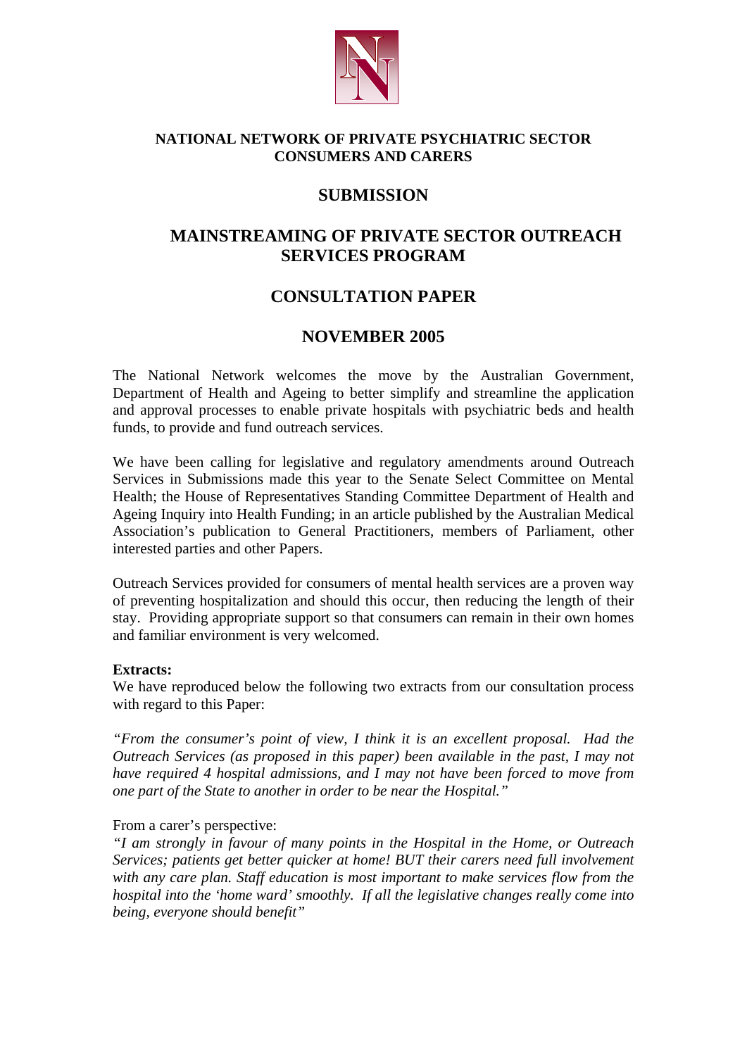**NATIONAL NETWORK OF PRIVATE PSYCHIATRIC SECTOR CONSUMERS AND CARERS**

# SUBMISSION

# MAINSTREAMING OF PRIVATE SECTOR OUTREACH SERVICES PROGRAM

# CONSULTATION PAPER

# NOVEMBER 2005

The National Network welcomes the move by the Australian Government, Department of Health and Ageing to better simplify and streamline the application and approval processes to enable private hospitals with psychiatric beds and health funds, to provide and fund outreach services.

We have been calling for legislative and regulatory amendments around Outreach Services in Submissions made this year to the Senate Select Committee on Mental Health; the House of Representatives Standing Committee Department of Health and Ageing Inquiry into Health Funding; in an article published by the Australian Medical Association's publication to General Practitioners, members of Parliament, other interested parties and other Papers.

Outreach Services provided for consumers of mental health services are a proven way of preventing hospitalization and should this occur, then reducing the length of their stay. Providing appropriate support so that consumers can remain in their own homes and familiar environment is very welcomed.

**Extracts:**
We have reproduced below the following two extracts from our consultation process with regard to this Paper:

*"From the consumer's point of view, I think it is an excellent proposal. Had the Outreach Services (as proposed in this paper) been available in the past, I may not have required 4 hospital admissions, and I may not have been forced to move from one part of the State to another in order to be near the Hospital."*

From a carer's perspective:
*"I am strongly in favour of many points in the Hospital in the Home, or Outreach Services; patients get better quicker at home! BUT their carers need full involvement with any care plan. Staff education is most important to make services flow from the hospital into the 'home ward' smoothly. If all the legislative changes really come into being, everyone should benefit"*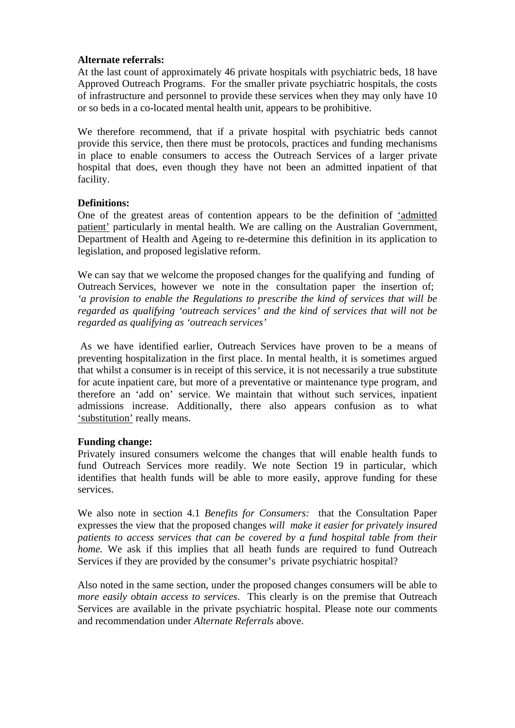**Alternate referrals:**
At the last count of approximately 46 private hospitals with psychiatric beds, 18 have Approved Outreach Programs. For the smaller private psychiatric hospitals, the costs of infrastructure and personnel to provide these services when they may only have 10 or so beds in a co-located mental health unit, appears to be prohibitive.

We therefore recommend, that if a private hospital with psychiatric beds cannot provide this service, then there must be protocols, practices and funding mechanisms in place to enable consumers to access the Outreach Services of a larger private hospital that does, even though they have not been an admitted inpatient of that facility.

**Definitions:**
One of the greatest areas of contention appears to be the definition of <u>'admitted patient'</u> particularly in mental health. We are calling on the Australian Government, Department of Health and Ageing to re-determine this definition in its application to legislation, and proposed legislative reform.

We can say that we welcome the proposed changes for the qualifying and funding of Outreach Services, however we note in the consultation paper the insertion of; *'a provision to enable the Regulations to prescribe the kind of services that will be regarded as qualifying 'outreach services' and the kind of services that will not be regarded as qualifying as 'outreach services'*

As we have identified earlier, Outreach Services have proven to be a means of preventing hospitalization in the first place. In mental health, it is sometimes argued that whilst a consumer is in receipt of this service, it is not necessarily a true substitute for acute inpatient care, but more of a preventative or maintenance type program, and therefore an 'add on' service. We maintain that without such services, inpatient admissions increase. Additionally, there also appears confusion as to what <u>'substitution'</u> really means.

**Funding change:**
Privately insured consumers welcome the changes that will enable health funds to fund Outreach Services more readily. We note Section 19 in particular, which identifies that health funds will be able to more easily, approve funding for these services.

We also note in section 4.1 *Benefits for Consumers:* that the Consultation Paper expresses the view that the proposed changes *will make it easier for privately insured patients to access services that can be covered by a fund hospital table from their home.* We ask if this implies that all heath funds are required to fund Outreach Services if they are provided by the consumer's private psychiatric hospital?

Also noted in the same section, under the proposed changes consumers will be able to *more easily obtain access to services*. This clearly is on the premise that Outreach Services are available in the private psychiatric hospital. Please note our comments and recommendation under *Alternate Referrals* above.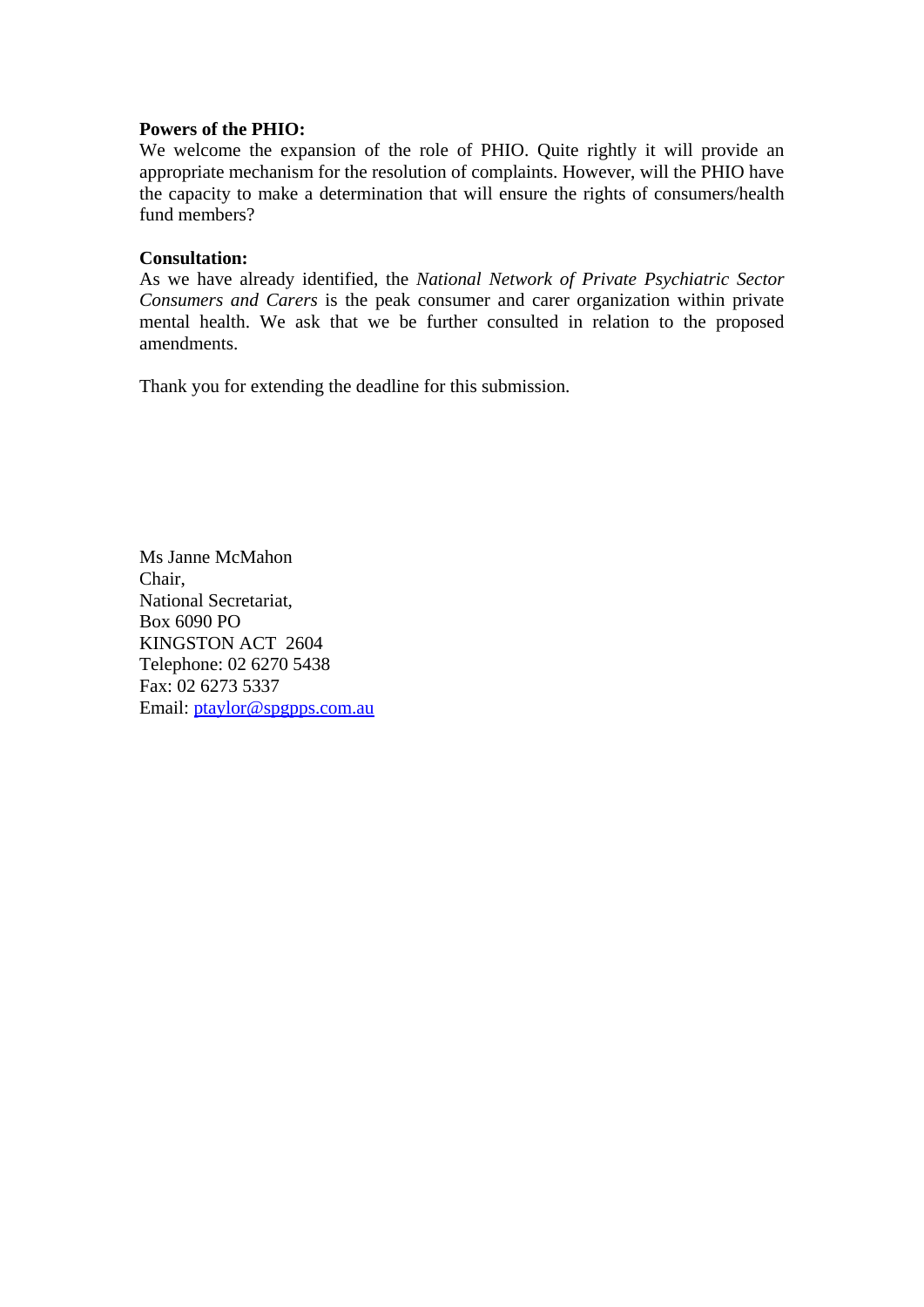**Powers of the PHIO:**
We welcome the expansion of the role of PHIO. Quite rightly it will provide an appropriate mechanism for the resolution of complaints. However, will the PHIO have the capacity to make a determination that will ensure the rights of consumers/health fund members?

**Consultation:**
As we have already identified, the *National Network of Private Psychiatric Sector Consumers and Carers* is the peak consumer and carer organization within private mental health. We ask that we be further consulted in relation to the proposed amendments.

Thank you for extending the deadline for this submission.

Ms Janne McMahon
Chair,
National Secretariat,
Box 6090 PO
KINGSTON ACT 2604
Telephone: 02 6270 5438
Fax: 02 6273 5337
Email: ptaylor@spgpps.com.au